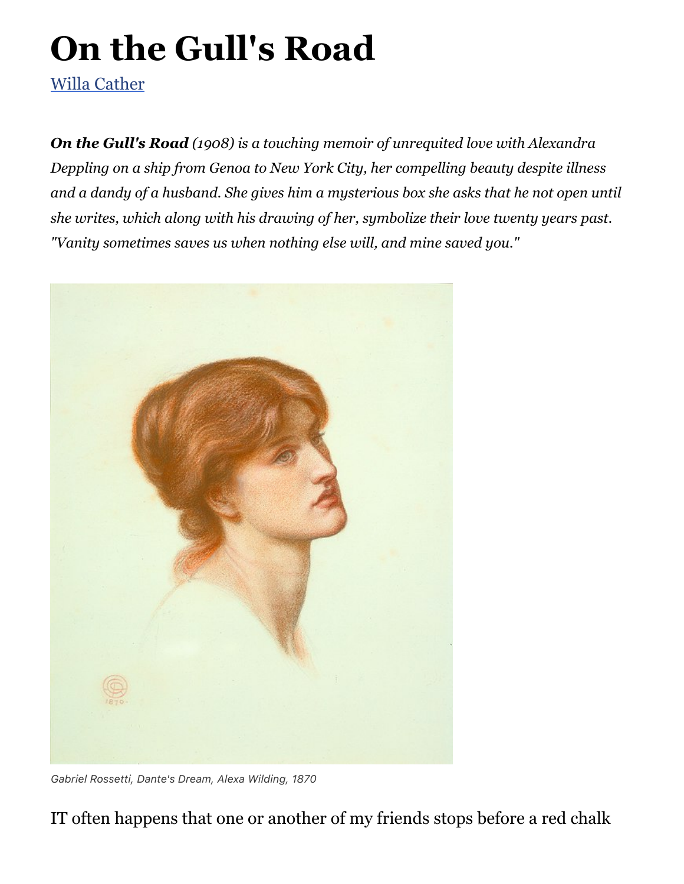# On the Gull's Road

Willa Cather

***On the Gull's Road** (1908) is a touching memoir of unrequited love with Alexandra Deppling on a ship from Genoa to New York City, her compelling beauty despite illness and a dandy of a husband. She gives him a mysterious box she asks that he not open until she writes, which along with his drawing of her, symbolize their love twenty years past. "Vanity sometimes saves us when nothing else will, and mine saved you."*

*Gabriel Rossetti, Dante's Dream, Alexa Wilding, 1870*

IT often happens that one or another of my friends stops before a red chalk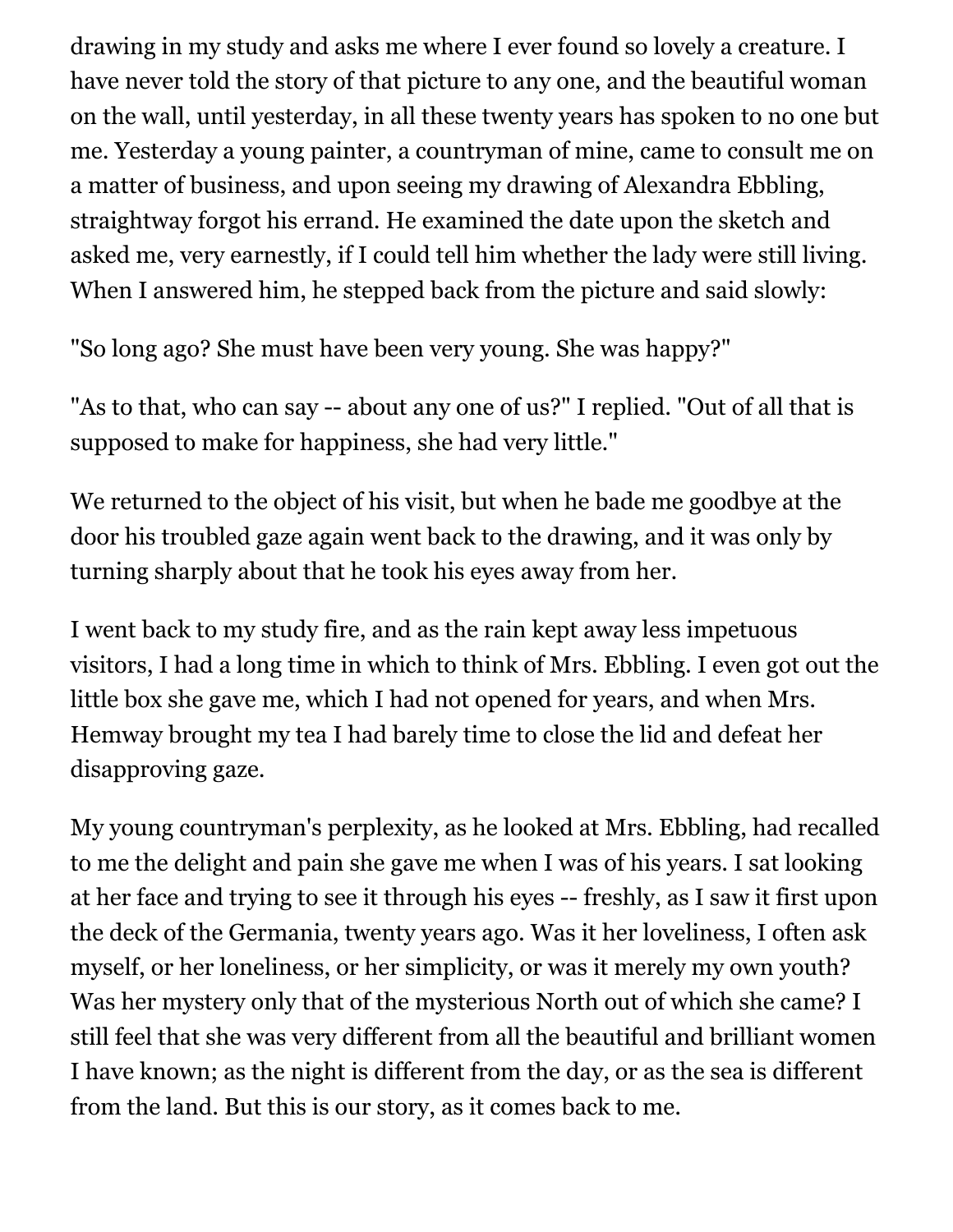drawing in my study and asks me where I ever found so lovely a creature. I have never told the story of that picture to any one, and the beautiful woman on the wall, until yesterday, in all these twenty years has spoken to no one but me. Yesterday a young painter, a countryman of mine, came to consult me on a matter of business, and upon seeing my drawing of Alexandra Ebbling, straightway forgot his errand. He examined the date upon the sketch and asked me, very earnestly, if I could tell him whether the lady were still living. When I answered him, he stepped back from the picture and said slowly:

"So long ago? She must have been very young. She was happy?"

"As to that, who can say -- about any one of us?" I replied. "Out of all that is supposed to make for happiness, she had very little."

We returned to the object of his visit, but when he bade me goodbye at the door his troubled gaze again went back to the drawing, and it was only by turning sharply about that he took his eyes away from her.

I went back to my study fire, and as the rain kept away less impetuous visitors, I had a long time in which to think of Mrs. Ebbling. I even got out the little box she gave me, which I had not opened for years, and when Mrs. Hemway brought my tea I had barely time to close the lid and defeat her disapproving gaze.

My young countryman's perplexity, as he looked at Mrs. Ebbling, had recalled to me the delight and pain she gave me when I was of his years. I sat looking at her face and trying to see it through his eyes -- freshly, as I saw it first upon the deck of the Germania, twenty years ago. Was it her loveliness, I often ask myself, or her loneliness, or her simplicity, or was it merely my own youth? Was her mystery only that of the mysterious North out of which she came? I still feel that she was very different from all the beautiful and brilliant women I have known; as the night is different from the day, or as the sea is different from the land. But this is our story, as it comes back to me.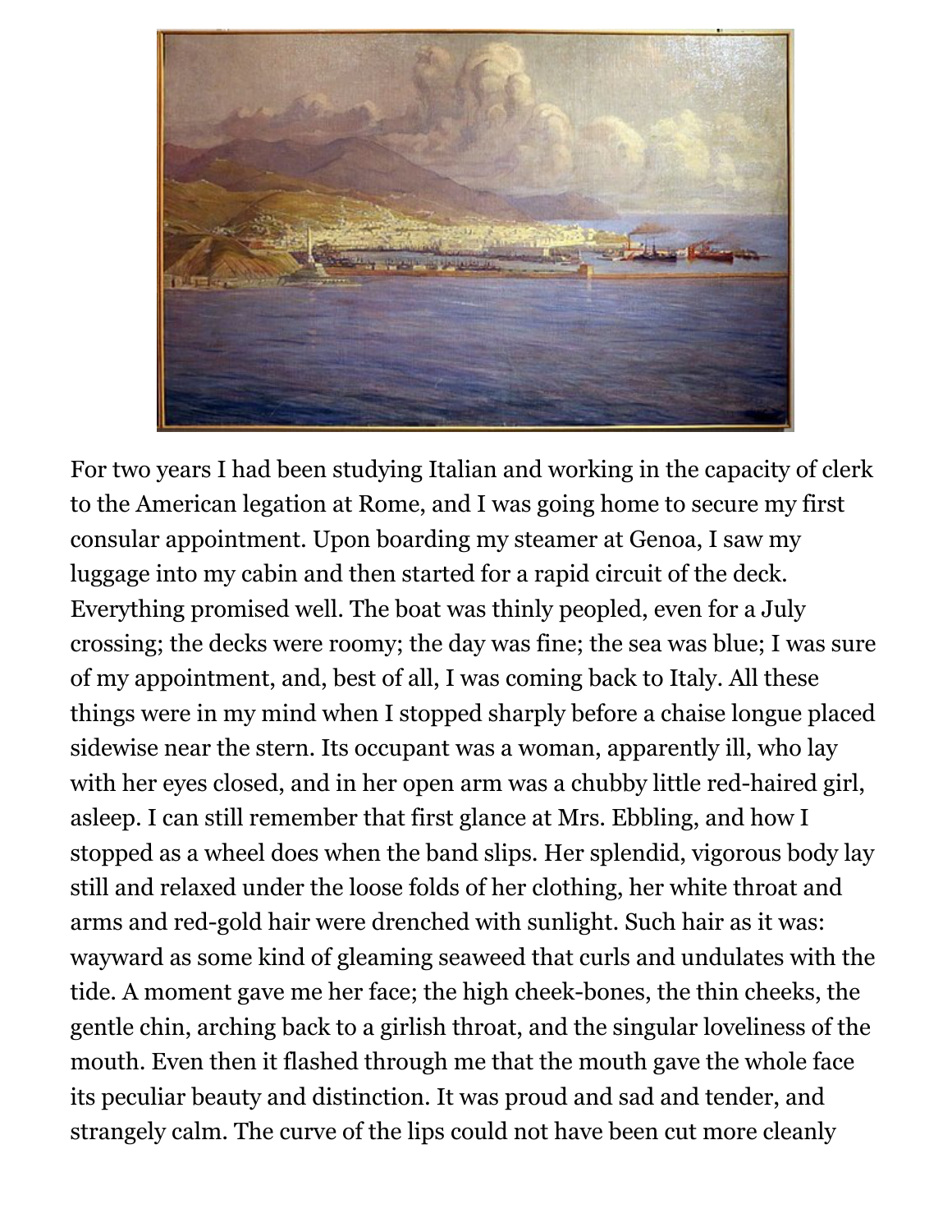For two years I had been studying Italian and working in the capacity of clerk to the American legation at Rome, and I was going home to secure my first consular appointment. Upon boarding my steamer at Genoa, I saw my luggage into my cabin and then started for a rapid circuit of the deck. Everything promised well. The boat was thinly peopled, even for a July crossing; the decks were roomy; the day was fine; the sea was blue; I was sure of my appointment, and, best of all, I was coming back to Italy. All these things were in my mind when I stopped sharply before a chaise longue placed sidewise near the stern. Its occupant was a woman, apparently ill, who lay with her eyes closed, and in her open arm was a chubby little red-haired girl, asleep. I can still remember that first glance at Mrs. Ebbling, and how I stopped as a wheel does when the band slips. Her splendid, vigorous body lay still and relaxed under the loose folds of her clothing, her white throat and arms and red-gold hair were drenched with sunlight. Such hair as it was: wayward as some kind of gleaming seaweed that curls and undulates with the tide. A moment gave me her face; the high cheek-bones, the thin cheeks, the gentle chin, arching back to a girlish throat, and the singular loveliness of the mouth. Even then it flashed through me that the mouth gave the whole face its peculiar beauty and distinction. It was proud and sad and tender, and strangely calm. The curve of the lips could not have been cut more cleanly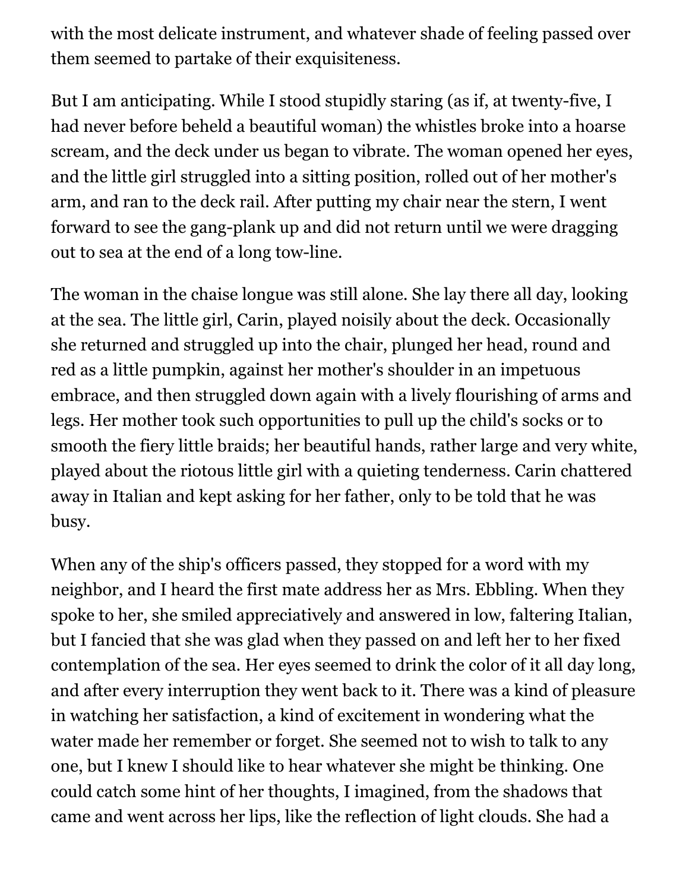with the most delicate instrument, and whatever shade of feeling passed over them seemed to partake of their exquisiteness.

But I am anticipating. While I stood stupidly staring (as if, at twenty-five, I had never before beheld a beautiful woman) the whistles broke into a hoarse scream, and the deck under us began to vibrate. The woman opened her eyes, and the little girl struggled into a sitting position, rolled out of her mother's arm, and ran to the deck rail. After putting my chair near the stern, I went forward to see the gang-plank up and did not return until we were dragging out to sea at the end of a long tow-line.

The woman in the chaise longue was still alone. She lay there all day, looking at the sea. The little girl, Carin, played noisily about the deck. Occasionally she returned and struggled up into the chair, plunged her head, round and red as a little pumpkin, against her mother's shoulder in an impetuous embrace, and then struggled down again with a lively flourishing of arms and legs. Her mother took such opportunities to pull up the child's socks or to smooth the fiery little braids; her beautiful hands, rather large and very white, played about the riotous little girl with a quieting tenderness. Carin chattered away in Italian and kept asking for her father, only to be told that he was busy.

When any of the ship's officers passed, they stopped for a word with my neighbor, and I heard the first mate address her as Mrs. Ebbling. When they spoke to her, she smiled appreciatively and answered in low, faltering Italian, but I fancied that she was glad when they passed on and left her to her fixed contemplation of the sea. Her eyes seemed to drink the color of it all day long, and after every interruption they went back to it. There was a kind of pleasure in watching her satisfaction, a kind of excitement in wondering what the water made her remember or forget. She seemed not to wish to talk to any one, but I knew I should like to hear whatever she might be thinking. One could catch some hint of her thoughts, I imagined, from the shadows that came and went across her lips, like the reflection of light clouds. She had a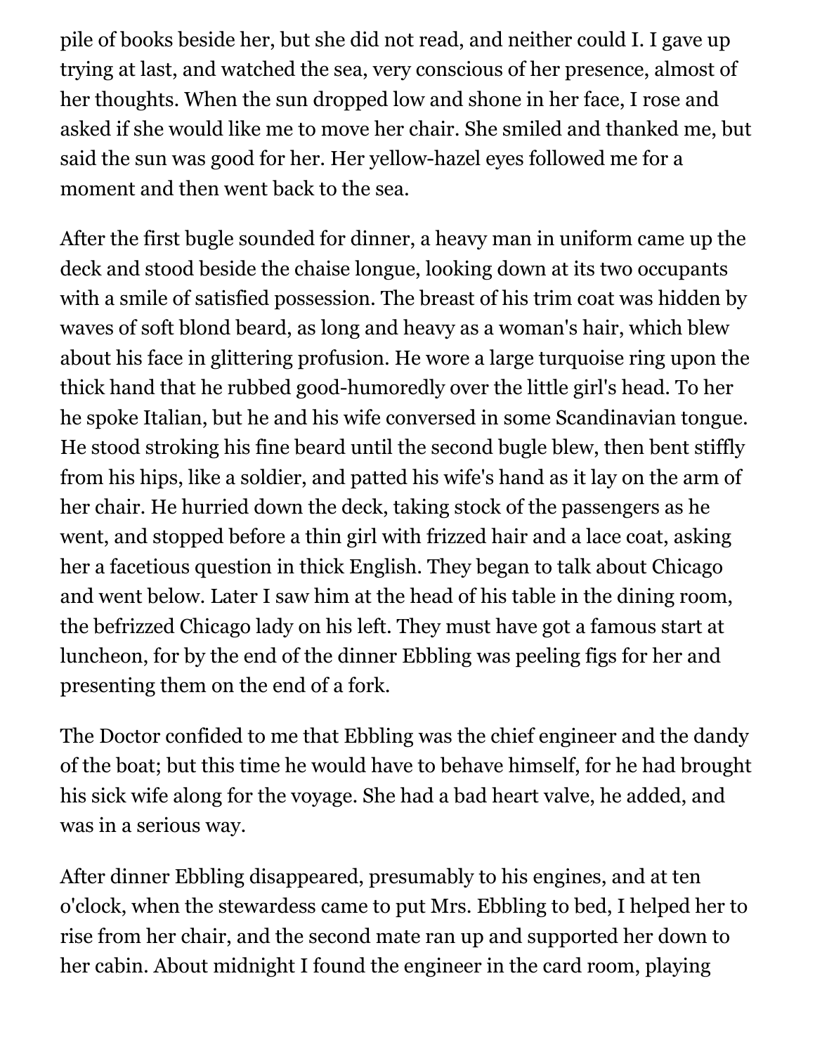pile of books beside her, but she did not read, and neither could I. I gave up trying at last, and watched the sea, very conscious of her presence, almost of her thoughts. When the sun dropped low and shone in her face, I rose and asked if she would like me to move her chair. She smiled and thanked me, but said the sun was good for her. Her yellow-hazel eyes followed me for a moment and then went back to the sea.

After the first bugle sounded for dinner, a heavy man in uniform came up the deck and stood beside the chaise longue, looking down at its two occupants with a smile of satisfied possession. The breast of his trim coat was hidden by waves of soft blond beard, as long and heavy as a woman's hair, which blew about his face in glittering profusion. He wore a large turquoise ring upon the thick hand that he rubbed good-humoredly over the little girl's head. To her he spoke Italian, but he and his wife conversed in some Scandinavian tongue. He stood stroking his fine beard until the second bugle blew, then bent stiffly from his hips, like a soldier, and patted his wife's hand as it lay on the arm of her chair. He hurried down the deck, taking stock of the passengers as he went, and stopped before a thin girl with frizzed hair and a lace coat, asking her a facetious question in thick English. They began to talk about Chicago and went below. Later I saw him at the head of his table in the dining room, the befrizzed Chicago lady on his left. They must have got a famous start at luncheon, for by the end of the dinner Ebbling was peeling figs for her and presenting them on the end of a fork.

The Doctor confided to me that Ebbling was the chief engineer and the dandy of the boat; but this time he would have to behave himself, for he had brought his sick wife along for the voyage. She had a bad heart valve, he added, and was in a serious way.

After dinner Ebbling disappeared, presumably to his engines, and at ten o'clock, when the stewardess came to put Mrs. Ebbling to bed, I helped her to rise from her chair, and the second mate ran up and supported her down to her cabin. About midnight I found the engineer in the card room, playing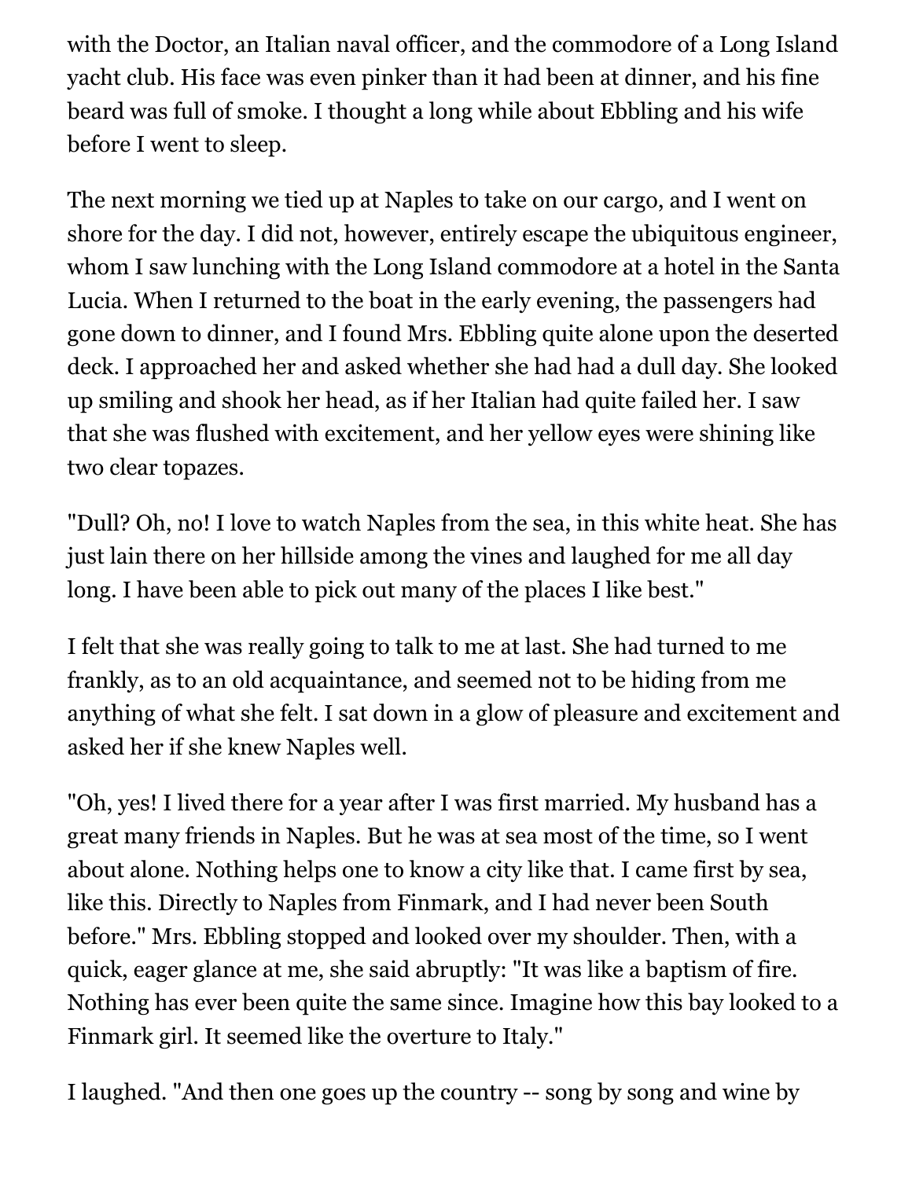with the Doctor, an Italian naval officer, and the commodore of a Long Island yacht club. His face was even pinker than it had been at dinner, and his fine beard was full of smoke. I thought a long while about Ebbling and his wife before I went to sleep.

The next morning we tied up at Naples to take on our cargo, and I went on shore for the day. I did not, however, entirely escape the ubiquitous engineer, whom I saw lunching with the Long Island commodore at a hotel in the Santa Lucia. When I returned to the boat in the early evening, the passengers had gone down to dinner, and I found Mrs. Ebbling quite alone upon the deserted deck. I approached her and asked whether she had had a dull day. She looked up smiling and shook her head, as if her Italian had quite failed her. I saw that she was flushed with excitement, and her yellow eyes were shining like two clear topazes.

"Dull? Oh, no! I love to watch Naples from the sea, in this white heat. She has just lain there on her hillside among the vines and laughed for me all day long. I have been able to pick out many of the places I like best."

I felt that she was really going to talk to me at last. She had turned to me frankly, as to an old acquaintance, and seemed not to be hiding from me anything of what she felt. I sat down in a glow of pleasure and excitement and asked her if she knew Naples well.

"Oh, yes! I lived there for a year after I was first married. My husband has a great many friends in Naples. But he was at sea most of the time, so I went about alone. Nothing helps one to know a city like that. I came first by sea, like this. Directly to Naples from Finmark, and I had never been South before." Mrs. Ebbling stopped and looked over my shoulder. Then, with a quick, eager glance at me, she said abruptly: "It was like a baptism of fire. Nothing has ever been quite the same since. Imagine how this bay looked to a Finmark girl. It seemed like the overture to Italy."

I laughed. "And then one goes up the country -- song by song and wine by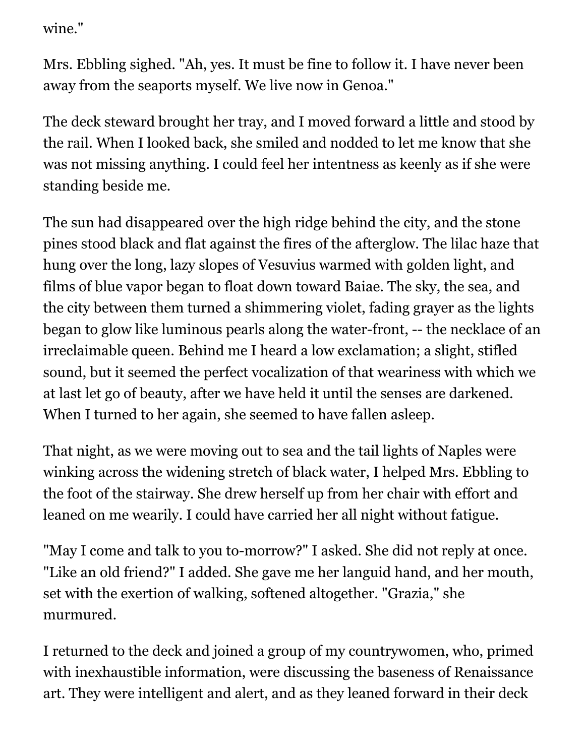wine."

Mrs. Ebbling sighed. "Ah, yes. It must be fine to follow it. I have never been away from the seaports myself. We live now in Genoa."

The deck steward brought her tray, and I moved forward a little and stood by the rail. When I looked back, she smiled and nodded to let me know that she was not missing anything. I could feel her intentness as keenly as if she were standing beside me.

The sun had disappeared over the high ridge behind the city, and the stone pines stood black and flat against the fires of the afterglow. The lilac haze that hung over the long, lazy slopes of Vesuvius warmed with golden light, and films of blue vapor began to float down toward Baiae. The sky, the sea, and the city between them turned a shimmering violet, fading grayer as the lights began to glow like luminous pearls along the water-front, -- the necklace of an irreclaimable queen. Behind me I heard a low exclamation; a slight, stifled sound, but it seemed the perfect vocalization of that weariness with which we at last let go of beauty, after we have held it until the senses are darkened. When I turned to her again, she seemed to have fallen asleep.

That night, as we were moving out to sea and the tail lights of Naples were winking across the widening stretch of black water, I helped Mrs. Ebbling to the foot of the stairway. She drew herself up from her chair with effort and leaned on me wearily. I could have carried her all night without fatigue.

"May I come and talk to you to-morrow?" I asked. She did not reply at once. "Like an old friend?" I added. She gave me her languid hand, and her mouth, set with the exertion of walking, softened altogether. "Grazia," she murmured.

I returned to the deck and joined a group of my countrywomen, who, primed with inexhaustible information, were discussing the baseness of Renaissance art. They were intelligent and alert, and as they leaned forward in their deck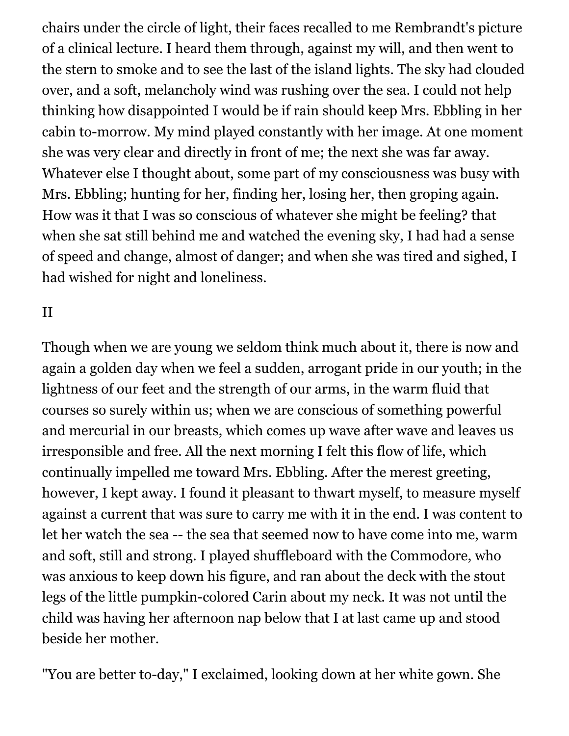chairs under the circle of light, their faces recalled to me Rembrandt's picture of a clinical lecture. I heard them through, against my will, and then went to the stern to smoke and to see the last of the island lights. The sky had clouded over, and a soft, melancholy wind was rushing over the sea. I could not help thinking how disappointed I would be if rain should keep Mrs. Ebbling in her cabin to-morrow. My mind played constantly with her image. At one moment she was very clear and directly in front of me; the next she was far away. Whatever else I thought about, some part of my consciousness was busy with Mrs. Ebbling; hunting for her, finding her, losing her, then groping again. How was it that I was so conscious of whatever she might be feeling? that when she sat still behind me and watched the evening sky, I had had a sense of speed and change, almost of danger; and when she was tired and sighed, I had wished for night and loneliness.

## II

Though when we are young we seldom think much about it, there is now and again a golden day when we feel a sudden, arrogant pride in our youth; in the lightness of our feet and the strength of our arms, in the warm fluid that courses so surely within us; when we are conscious of something powerful and mercurial in our breasts, which comes up wave after wave and leaves us irresponsible and free. All the next morning I felt this flow of life, which continually impelled me toward Mrs. Ebbling. After the merest greeting, however, I kept away. I found it pleasant to thwart myself, to measure myself against a current that was sure to carry me with it in the end. I was content to let her watch the sea -- the sea that seemed now to have come into me, warm and soft, still and strong. I played shuffleboard with the Commodore, who was anxious to keep down his figure, and ran about the deck with the stout legs of the little pumpkin-colored Carin about my neck. It was not until the child was having her afternoon nap below that I at last came up and stood beside her mother.

"You are better to-day," I exclaimed, looking down at her white gown. She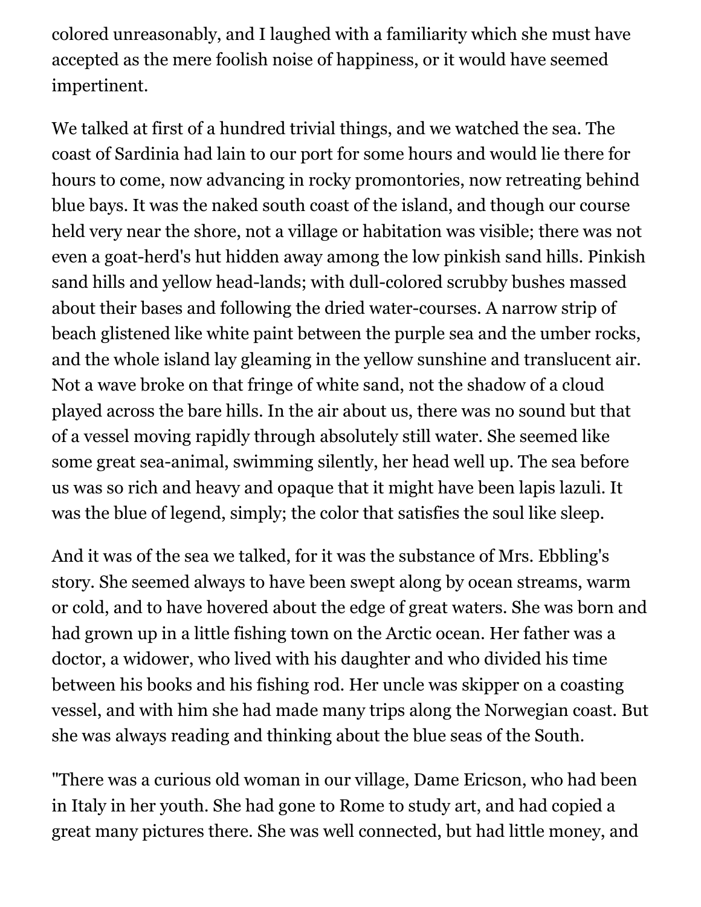colored unreasonably, and I laughed with a familiarity which she must have accepted as the mere foolish noise of happiness, or it would have seemed impertinent.

We talked at first of a hundred trivial things, and we watched the sea. The coast of Sardinia had lain to our port for some hours and would lie there for hours to come, now advancing in rocky promontories, now retreating behind blue bays. It was the naked south coast of the island, and though our course held very near the shore, not a village or habitation was visible; there was not even a goat-herd's hut hidden away among the low pinkish sand hills. Pinkish sand hills and yellow head-lands; with dull-colored scrubby bushes massed about their bases and following the dried water-courses. A narrow strip of beach glistened like white paint between the purple sea and the umber rocks, and the whole island lay gleaming in the yellow sunshine and translucent air. Not a wave broke on that fringe of white sand, not the shadow of a cloud played across the bare hills. In the air about us, there was no sound but that of a vessel moving rapidly through absolutely still water. She seemed like some great sea-animal, swimming silently, her head well up. The sea before us was so rich and heavy and opaque that it might have been lapis lazuli. It was the blue of legend, simply; the color that satisfies the soul like sleep.

And it was of the sea we talked, for it was the substance of Mrs. Ebbling's story. She seemed always to have been swept along by ocean streams, warm or cold, and to have hovered about the edge of great waters. She was born and had grown up in a little fishing town on the Arctic ocean. Her father was a doctor, a widower, who lived with his daughter and who divided his time between his books and his fishing rod. Her uncle was skipper on a coasting vessel, and with him she had made many trips along the Norwegian coast. But she was always reading and thinking about the blue seas of the South.

"There was a curious old woman in our village, Dame Ericson, who had been in Italy in her youth. She had gone to Rome to study art, and had copied a great many pictures there. She was well connected, but had little money, and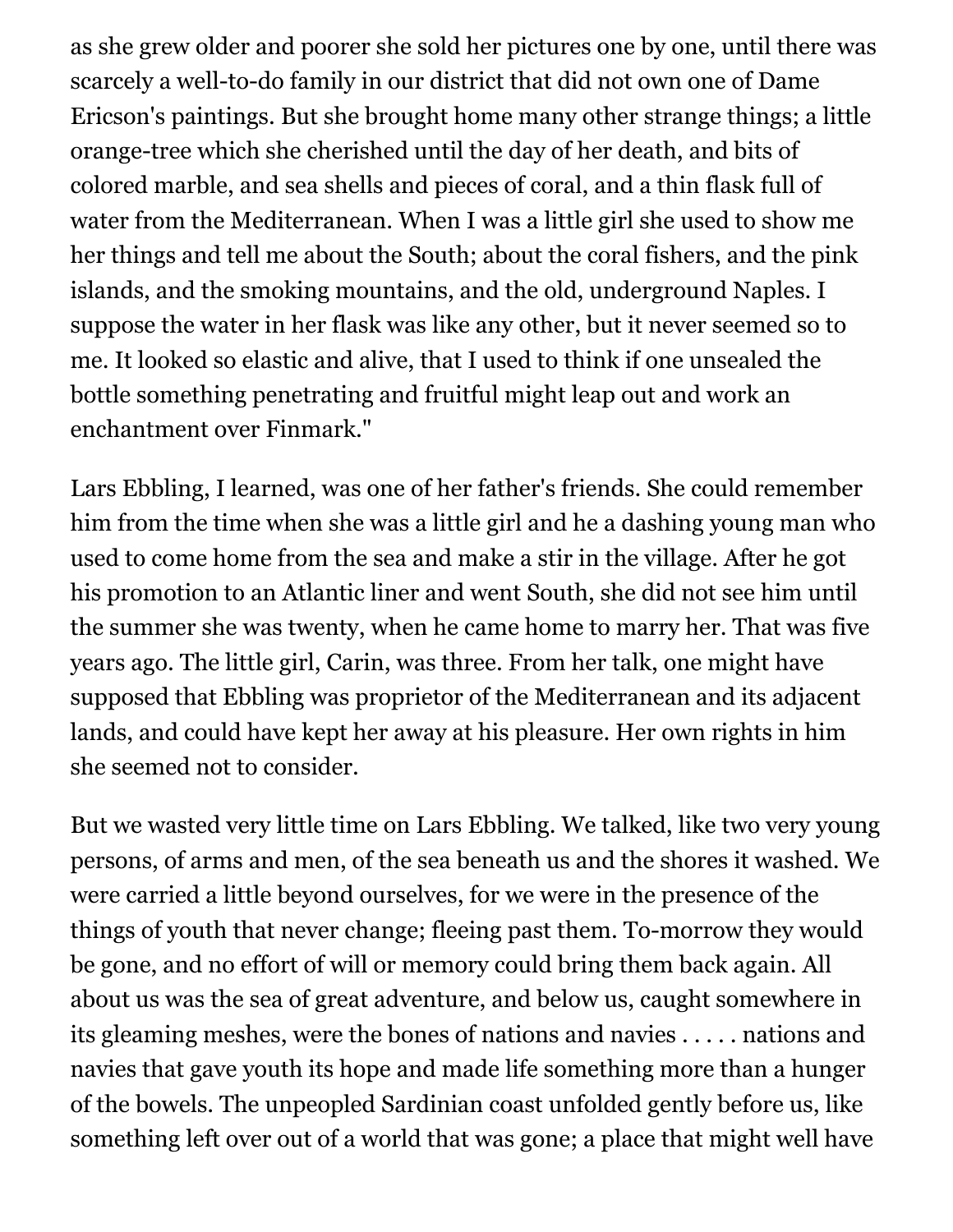as she grew older and poorer she sold her pictures one by one, until there was scarcely a well-to-do family in our district that did not own one of Dame Ericson's paintings. But she brought home many other strange things; a little orange-tree which she cherished until the day of her death, and bits of colored marble, and sea shells and pieces of coral, and a thin flask full of water from the Mediterranean. When I was a little girl she used to show me her things and tell me about the South; about the coral fishers, and the pink islands, and the smoking mountains, and the old, underground Naples. I suppose the water in her flask was like any other, but it never seemed so to me. It looked so elastic and alive, that I used to think if one unsealed the bottle something penetrating and fruitful might leap out and work an enchantment over Finmark."

Lars Ebbling, I learned, was one of her father's friends. She could remember him from the time when she was a little girl and he a dashing young man who used to come home from the sea and make a stir in the village. After he got his promotion to an Atlantic liner and went South, she did not see him until the summer she was twenty, when he came home to marry her. That was five years ago. The little girl, Carin, was three. From her talk, one might have supposed that Ebbling was proprietor of the Mediterranean and its adjacent lands, and could have kept her away at his pleasure. Her own rights in him she seemed not to consider.

But we wasted very little time on Lars Ebbling. We talked, like two very young persons, of arms and men, of the sea beneath us and the shores it washed. We were carried a little beyond ourselves, for we were in the presence of the things of youth that never change; fleeing past them. To-morrow they would be gone, and no effort of will or memory could bring them back again. All about us was the sea of great adventure, and below us, caught somewhere in its gleaming meshes, were the bones of nations and navies . . . . . nations and navies that gave youth its hope and made life something more than a hunger of the bowels. The unpeopled Sardinian coast unfolded gently before us, like something left over out of a world that was gone; a place that might well have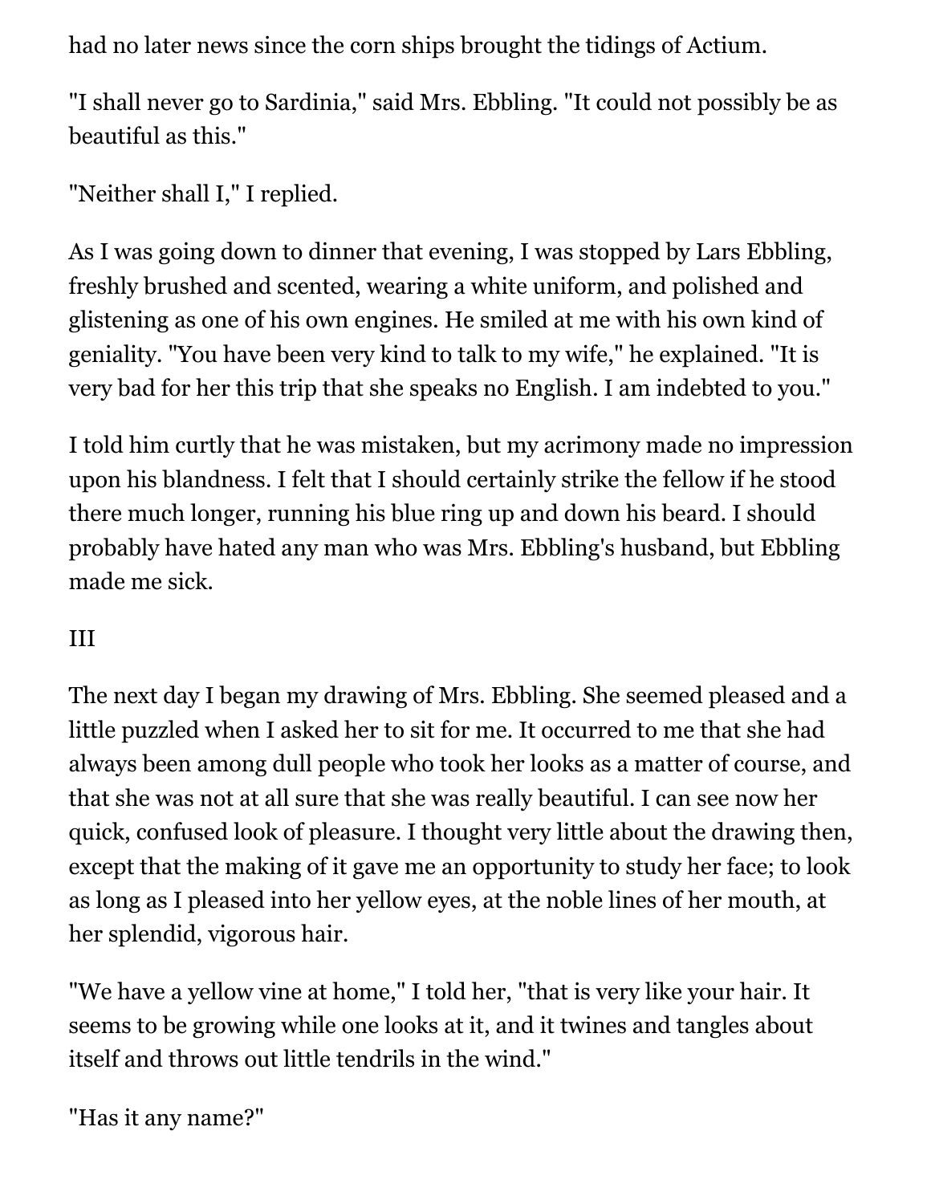had no later news since the corn ships brought the tidings of Actium.

"I shall never go to Sardinia," said Mrs. Ebbling. "It could not possibly be as beautiful as this."

"Neither shall I," I replied.

As I was going down to dinner that evening, I was stopped by Lars Ebbling, freshly brushed and scented, wearing a white uniform, and polished and glistening as one of his own engines. He smiled at me with his own kind of geniality. "You have been very kind to talk to my wife," he explained. "It is very bad for her this trip that she speaks no English. I am indebted to you."

I told him curtly that he was mistaken, but my acrimony made no impression upon his blandness. I felt that I should certainly strike the fellow if he stood there much longer, running his blue ring up and down his beard. I should probably have hated any man who was Mrs. Ebbling's husband, but Ebbling made me sick.

## III

The next day I began my drawing of Mrs. Ebbling. She seemed pleased and a little puzzled when I asked her to sit for me. It occurred to me that she had always been among dull people who took her looks as a matter of course, and that she was not at all sure that she was really beautiful. I can see now her quick, confused look of pleasure. I thought very little about the drawing then, except that the making of it gave me an opportunity to study her face; to look as long as I pleased into her yellow eyes, at the noble lines of her mouth, at her splendid, vigorous hair.

"We have a yellow vine at home," I told her, "that is very like your hair. It seems to be growing while one looks at it, and it twines and tangles about itself and throws out little tendrils in the wind."

"Has it any name?"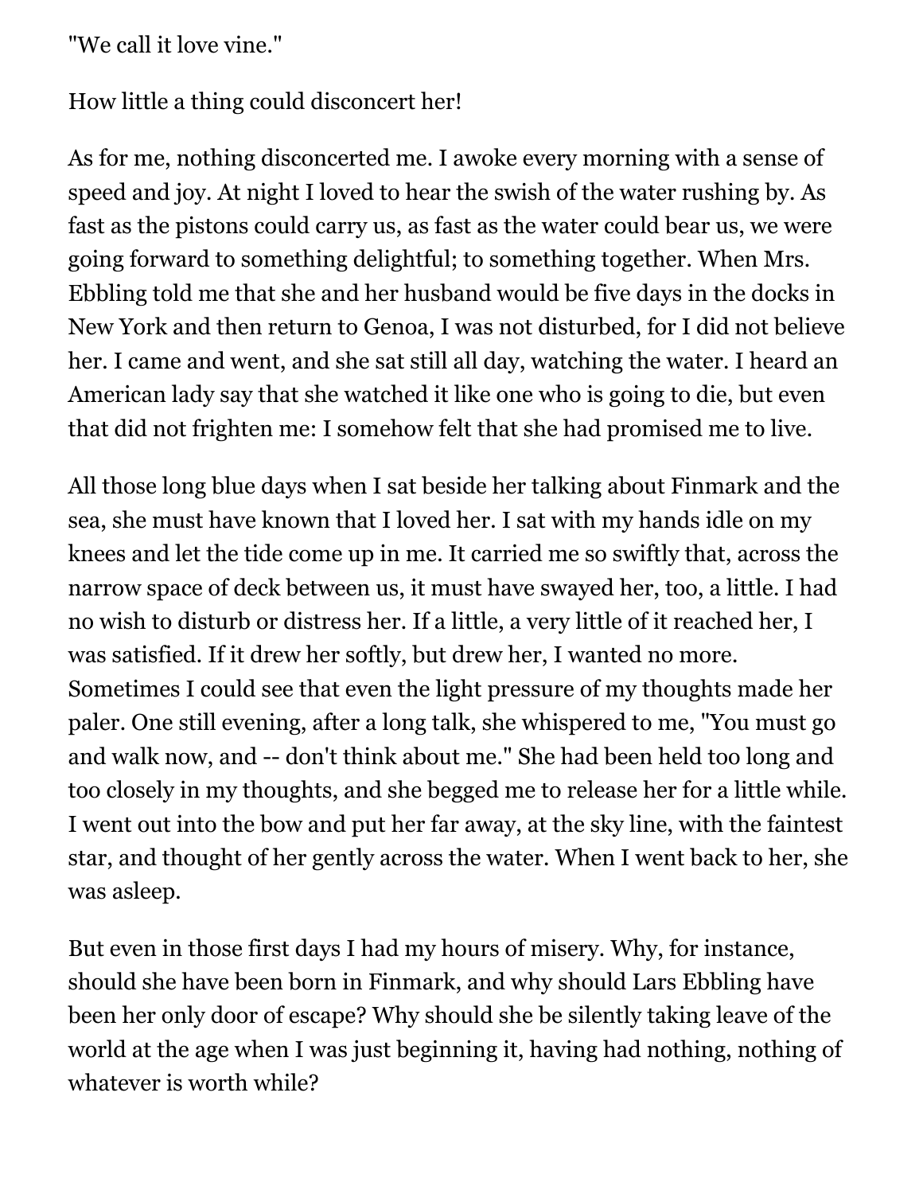"We call it love vine."

How little a thing could disconcert her!

As for me, nothing disconcerted me. I awoke every morning with a sense of speed and joy. At night I loved to hear the swish of the water rushing by. As fast as the pistons could carry us, as fast as the water could bear us, we were going forward to something delightful; to something together. When Mrs. Ebbling told me that she and her husband would be five days in the docks in New York and then return to Genoa, I was not disturbed, for I did not believe her. I came and went, and she sat still all day, watching the water. I heard an American lady say that she watched it like one who is going to die, but even that did not frighten me: I somehow felt that she had promised me to live.

All those long blue days when I sat beside her talking about Finmark and the sea, she must have known that I loved her. I sat with my hands idle on my knees and let the tide come up in me. It carried me so swiftly that, across the narrow space of deck between us, it must have swayed her, too, a little. I had no wish to disturb or distress her. If a little, a very little of it reached her, I was satisfied. If it drew her softly, but drew her, I wanted no more. Sometimes I could see that even the light pressure of my thoughts made her paler. One still evening, after a long talk, she whispered to me, "You must go and walk now, and -- don't think about me." She had been held too long and too closely in my thoughts, and she begged me to release her for a little while. I went out into the bow and put her far away, at the sky line, with the faintest star, and thought of her gently across the water. When I went back to her, she was asleep.

But even in those first days I had my hours of misery. Why, for instance, should she have been born in Finmark, and why should Lars Ebbling have been her only door of escape? Why should she be silently taking leave of the world at the age when I was just beginning it, having had nothing, nothing of whatever is worth while?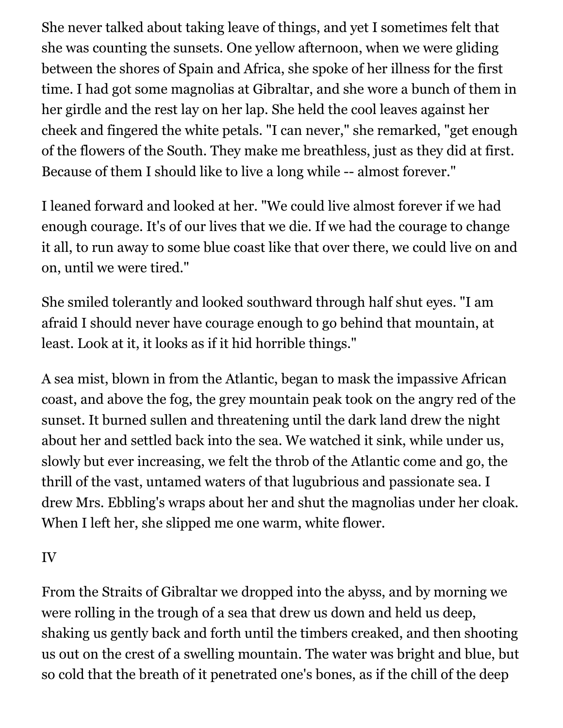She never talked about taking leave of things, and yet I sometimes felt that she was counting the sunsets. One yellow afternoon, when we were gliding between the shores of Spain and Africa, she spoke of her illness for the first time. I had got some magnolias at Gibraltar, and she wore a bunch of them in her girdle and the rest lay on her lap. She held the cool leaves against her cheek and fingered the white petals. "I can never," she remarked, "get enough of the flowers of the South. They make me breathless, just as they did at first. Because of them I should like to live a long while -- almost forever."

I leaned forward and looked at her. "We could live almost forever if we had enough courage. It's of our lives that we die. If we had the courage to change it all, to run away to some blue coast like that over there, we could live on and on, until we were tired."

She smiled tolerantly and looked southward through half shut eyes. "I am afraid I should never have courage enough to go behind that mountain, at least. Look at it, it looks as if it hid horrible things."

A sea mist, blown in from the Atlantic, began to mask the impassive African coast, and above the fog, the grey mountain peak took on the angry red of the sunset. It burned sullen and threatening until the dark land drew the night about her and settled back into the sea. We watched it sink, while under us, slowly but ever increasing, we felt the throb of the Atlantic come and go, the thrill of the vast, untamed waters of that lugubrious and passionate sea. I drew Mrs. Ebbling's wraps about her and shut the magnolias under her cloak. When I left her, she slipped me one warm, white flower.

## IV

From the Straits of Gibraltar we dropped into the abyss, and by morning we were rolling in the trough of a sea that drew us down and held us deep, shaking us gently back and forth until the timbers creaked, and then shooting us out on the crest of a swelling mountain. The water was bright and blue, but so cold that the breath of it penetrated one's bones, as if the chill of the deep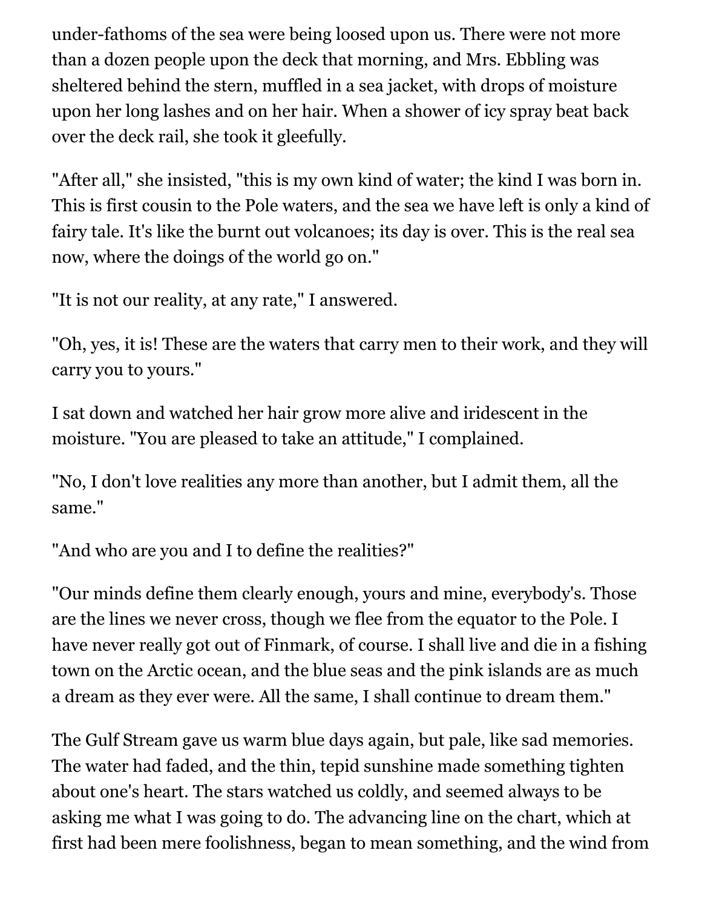under-fathoms of the sea were being loosed upon us. There were not more than a dozen people upon the deck that morning, and Mrs. Ebbling was sheltered behind the stern, muffled in a sea jacket, with drops of moisture upon her long lashes and on her hair. When a shower of icy spray beat back over the deck rail, she took it gleefully.

"After all," she insisted, "this is my own kind of water; the kind I was born in. This is first cousin to the Pole waters, and the sea we have left is only a kind of fairy tale. It's like the burnt out volcanoes; its day is over. This is the real sea now, where the doings of the world go on."

"It is not our reality, at any rate," I answered.

"Oh, yes, it is! These are the waters that carry men to their work, and they will carry you to yours."

I sat down and watched her hair grow more alive and iridescent in the moisture. "You are pleased to take an attitude," I complained.

"No, I don't love realities any more than another, but I admit them, all the same."

"And who are you and I to define the realities?"

"Our minds define them clearly enough, yours and mine, everybody's. Those are the lines we never cross, though we flee from the equator to the Pole. I have never really got out of Finmark, of course. I shall live and die in a fishing town on the Arctic ocean, and the blue seas and the pink islands are as much a dream as they ever were. All the same, I shall continue to dream them."

The Gulf Stream gave us warm blue days again, but pale, like sad memories. The water had faded, and the thin, tepid sunshine made something tighten about one's heart. The stars watched us coldly, and seemed always to be asking me what I was going to do. The advancing line on the chart, which at first had been mere foolishness, began to mean something, and the wind from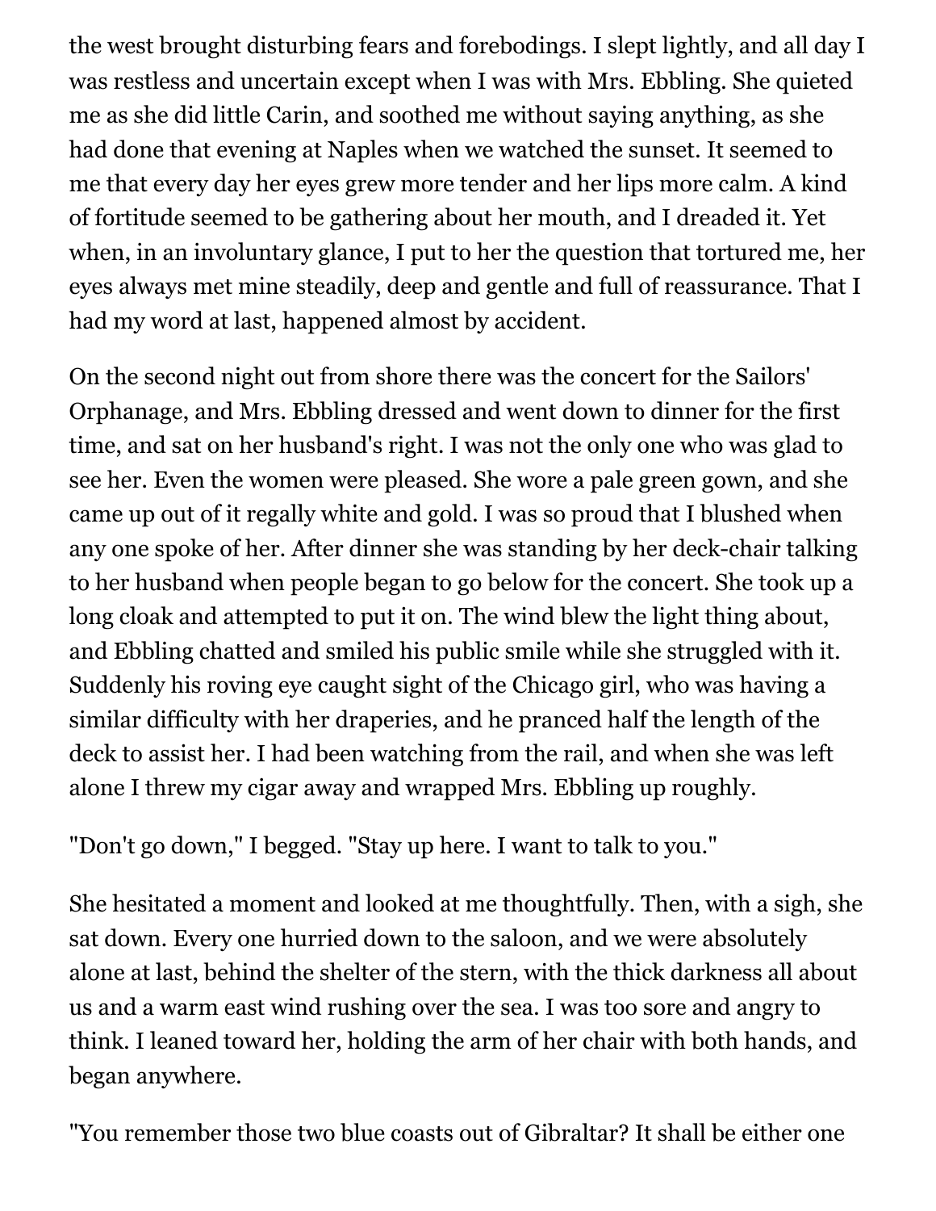the west brought disturbing fears and forebodings. I slept lightly, and all day I was restless and uncertain except when I was with Mrs. Ebbling. She quieted me as she did little Carin, and soothed me without saying anything, as she had done that evening at Naples when we watched the sunset. It seemed to me that every day her eyes grew more tender and her lips more calm. A kind of fortitude seemed to be gathering about her mouth, and I dreaded it. Yet when, in an involuntary glance, I put to her the question that tortured me, her eyes always met mine steadily, deep and gentle and full of reassurance. That I had my word at last, happened almost by accident.

On the second night out from shore there was the concert for the Sailors' Orphanage, and Mrs. Ebbling dressed and went down to dinner for the first time, and sat on her husband's right. I was not the only one who was glad to see her. Even the women were pleased. She wore a pale green gown, and she came up out of it regally white and gold. I was so proud that I blushed when any one spoke of her. After dinner she was standing by her deck-chair talking to her husband when people began to go below for the concert. She took up a long cloak and attempted to put it on. The wind blew the light thing about, and Ebbling chatted and smiled his public smile while she struggled with it. Suddenly his roving eye caught sight of the Chicago girl, who was having a similar difficulty with her draperies, and he pranced half the length of the deck to assist her. I had been watching from the rail, and when she was left alone I threw my cigar away and wrapped Mrs. Ebbling up roughly.

"Don't go down," I begged. "Stay up here. I want to talk to you."

She hesitated a moment and looked at me thoughtfully. Then, with a sigh, she sat down. Every one hurried down to the saloon, and we were absolutely alone at last, behind the shelter of the stern, with the thick darkness all about us and a warm east wind rushing over the sea. I was too sore and angry to think. I leaned toward her, holding the arm of her chair with both hands, and began anywhere.

"You remember those two blue coasts out of Gibraltar? It shall be either one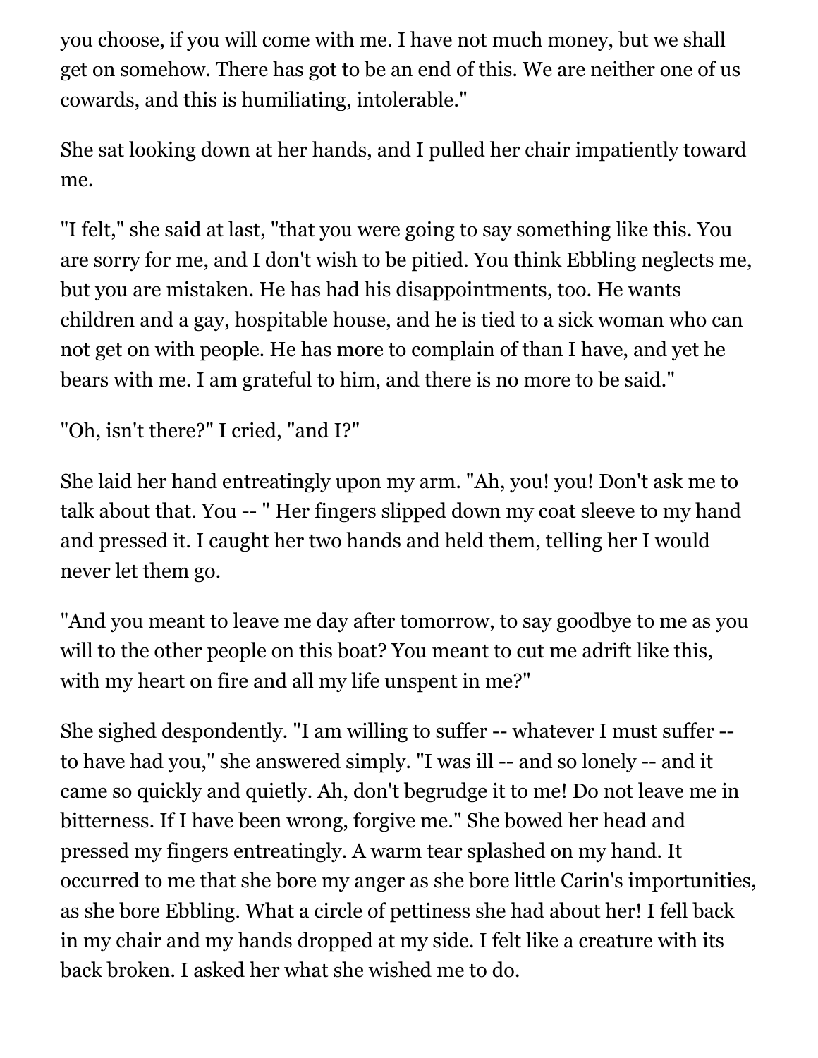you choose, if you will come with me. I have not much money, but we shall get on somehow. There has got to be an end of this. We are neither one of us cowards, and this is humiliating, intolerable."

She sat looking down at her hands, and I pulled her chair impatiently toward me.

"I felt," she said at last, "that you were going to say something like this. You are sorry for me, and I don't wish to be pitied. You think Ebbling neglects me, but you are mistaken. He has had his disappointments, too. He wants children and a gay, hospitable house, and he is tied to a sick woman who can not get on with people. He has more to complain of than I have, and yet he bears with me. I am grateful to him, and there is no more to be said."

"Oh, isn't there?" I cried, "and I?"

She laid her hand entreatingly upon my arm. "Ah, you! you! Don't ask me to talk about that. You -- " Her fingers slipped down my coat sleeve to my hand and pressed it. I caught her two hands and held them, telling her I would never let them go.

"And you meant to leave me day after tomorrow, to say goodbye to me as you will to the other people on this boat? You meant to cut me adrift like this, with my heart on fire and all my life unspent in me?"

She sighed despondently. "I am willing to suffer -- whatever I must suffer -- to have had you," she answered simply. "I was ill -- and so lonely -- and it came so quickly and quietly. Ah, don't begrudge it to me! Do not leave me in bitterness. If I have been wrong, forgive me." She bowed her head and pressed my fingers entreatingly. A warm tear splashed on my hand. It occurred to me that she bore my anger as she bore little Carin's importunities, as she bore Ebbling. What a circle of pettiness she had about her! I fell back in my chair and my hands dropped at my side. I felt like a creature with its back broken. I asked her what she wished me to do.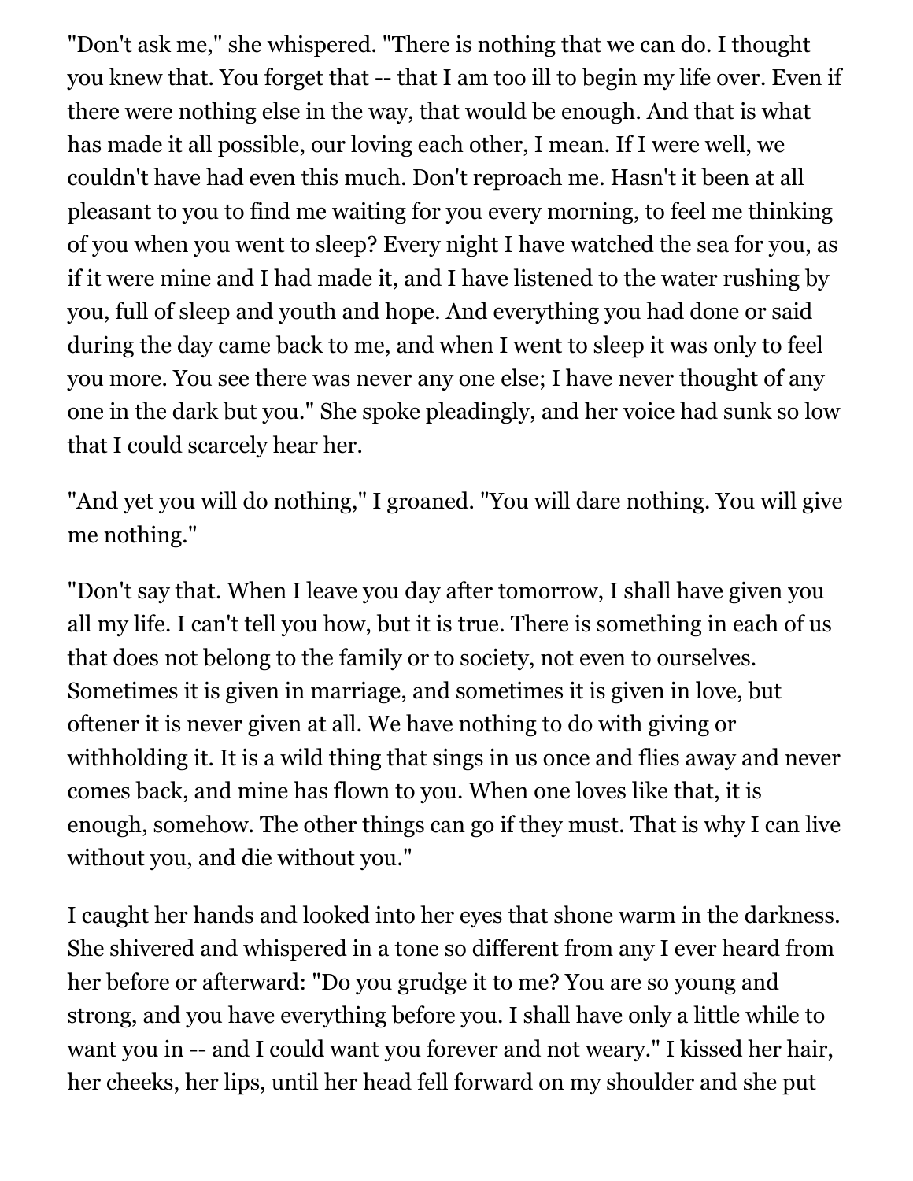"Don't ask me," she whispered. "There is nothing that we can do. I thought you knew that. You forget that -- that I am too ill to begin my life over. Even if there were nothing else in the way, that would be enough. And that is what has made it all possible, our loving each other, I mean. If I were well, we couldn't have had even this much. Don't reproach me. Hasn't it been at all pleasant to you to find me waiting for you every morning, to feel me thinking of you when you went to sleep? Every night I have watched the sea for you, as if it were mine and I had made it, and I have listened to the water rushing by you, full of sleep and youth and hope. And everything you had done or said during the day came back to me, and when I went to sleep it was only to feel you more. You see there was never any one else; I have never thought of any one in the dark but you." She spoke pleadingly, and her voice had sunk so low that I could scarcely hear her.

"And yet you will do nothing," I groaned. "You will dare nothing. You will give me nothing."

"Don't say that. When I leave you day after tomorrow, I shall have given you all my life. I can't tell you how, but it is true. There is something in each of us that does not belong to the family or to society, not even to ourselves. Sometimes it is given in marriage, and sometimes it is given in love, but oftener it is never given at all. We have nothing to do with giving or withholding it. It is a wild thing that sings in us once and flies away and never comes back, and mine has flown to you. When one loves like that, it is enough, somehow. The other things can go if they must. That is why I can live without you, and die without you."

I caught her hands and looked into her eyes that shone warm in the darkness. She shivered and whispered in a tone so different from any I ever heard from her before or afterward: "Do you grudge it to me? You are so young and strong, and you have everything before you. I shall have only a little while to want you in -- and I could want you forever and not weary." I kissed her hair, her cheeks, her lips, until her head fell forward on my shoulder and she put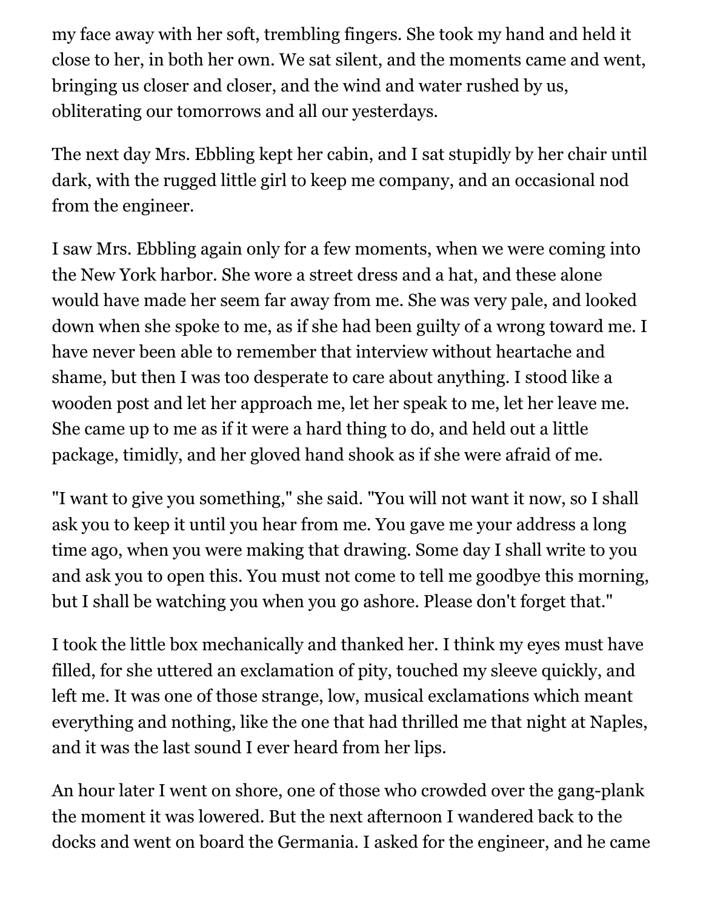my face away with her soft, trembling fingers. She took my hand and held it close to her, in both her own. We sat silent, and the moments came and went, bringing us closer and closer, and the wind and water rushed by us, obliterating our tomorrows and all our yesterdays.

The next day Mrs. Ebbling kept her cabin, and I sat stupidly by her chair until dark, with the rugged little girl to keep me company, and an occasional nod from the engineer.

I saw Mrs. Ebbling again only for a few moments, when we were coming into the New York harbor. She wore a street dress and a hat, and these alone would have made her seem far away from me. She was very pale, and looked down when she spoke to me, as if she had been guilty of a wrong toward me. I have never been able to remember that interview without heartache and shame, but then I was too desperate to care about anything. I stood like a wooden post and let her approach me, let her speak to me, let her leave me. She came up to me as if it were a hard thing to do, and held out a little package, timidly, and her gloved hand shook as if she were afraid of me.

"I want to give you something," she said. "You will not want it now, so I shall ask you to keep it until you hear from me. You gave me your address a long time ago, when you were making that drawing. Some day I shall write to you and ask you to open this. You must not come to tell me goodbye this morning, but I shall be watching you when you go ashore. Please don't forget that."

I took the little box mechanically and thanked her. I think my eyes must have filled, for she uttered an exclamation of pity, touched my sleeve quickly, and left me. It was one of those strange, low, musical exclamations which meant everything and nothing, like the one that had thrilled me that night at Naples, and it was the last sound I ever heard from her lips.

An hour later I went on shore, one of those who crowded over the gang-plank the moment it was lowered. But the next afternoon I wandered back to the docks and went on board the Germania. I asked for the engineer, and he came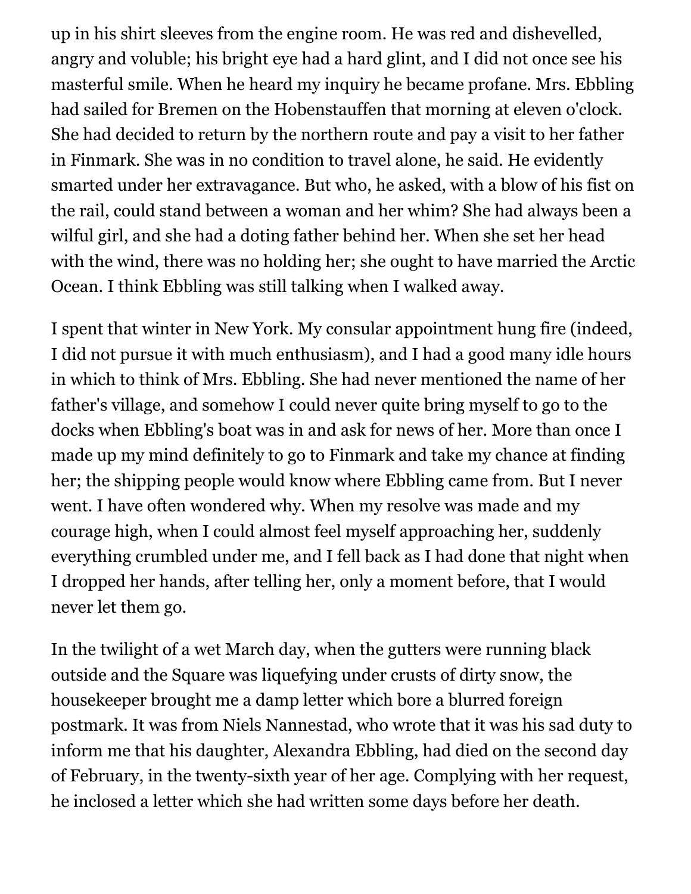up in his shirt sleeves from the engine room. He was red and dishevelled, angry and voluble; his bright eye had a hard glint, and I did not once see his masterful smile. When he heard my inquiry he became profane. Mrs. Ebbling had sailed for Bremen on the Hobenstauffen that morning at eleven o'clock. She had decided to return by the northern route and pay a visit to her father in Finmark. She was in no condition to travel alone, he said. He evidently smarted under her extravagance. But who, he asked, with a blow of his fist on the rail, could stand between a woman and her whim? She had always been a wilful girl, and she had a doting father behind her. When she set her head with the wind, there was no holding her; she ought to have married the Arctic Ocean. I think Ebbling was still talking when I walked away.

I spent that winter in New York. My consular appointment hung fire (indeed, I did not pursue it with much enthusiasm), and I had a good many idle hours in which to think of Mrs. Ebbling. She had never mentioned the name of her father's village, and somehow I could never quite bring myself to go to the docks when Ebbling's boat was in and ask for news of her. More than once I made up my mind definitely to go to Finmark and take my chance at finding her; the shipping people would know where Ebbling came from. But I never went. I have often wondered why. When my resolve was made and my courage high, when I could almost feel myself approaching her, suddenly everything crumbled under me, and I fell back as I had done that night when I dropped her hands, after telling her, only a moment before, that I would never let them go.

In the twilight of a wet March day, when the gutters were running black outside and the Square was liquefying under crusts of dirty snow, the housekeeper brought me a damp letter which bore a blurred foreign postmark. It was from Niels Nannestad, who wrote that it was his sad duty to inform me that his daughter, Alexandra Ebbling, had died on the second day of February, in the twenty-sixth year of her age. Complying with her request, he inclosed a letter which she had written some days before her death.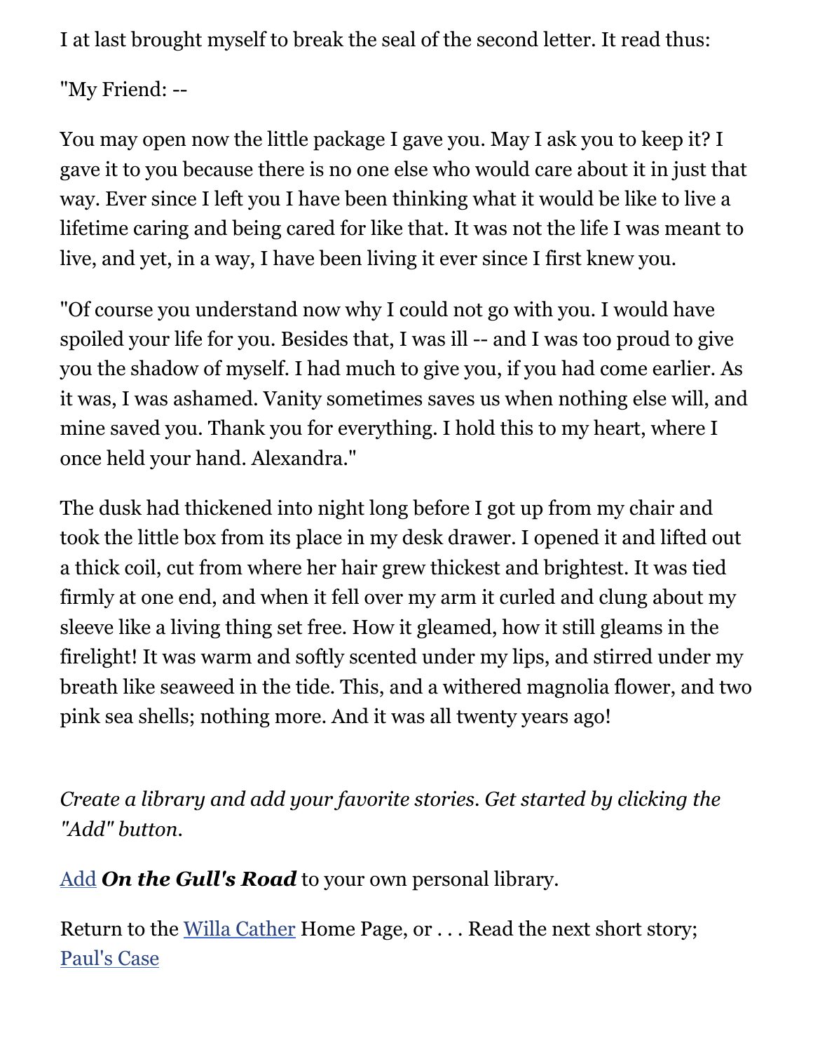I at last brought myself to break the seal of the second letter. It read thus:

"My Friend: --

You may open now the little package I gave you. May I ask you to keep it? I gave it to you because there is no one else who would care about it in just that way. Ever since I left you I have been thinking what it would be like to live a lifetime caring and being cared for like that. It was not the life I was meant to live, and yet, in a way, I have been living it ever since I first knew you.

"Of course you understand now why I could not go with you. I would have spoiled your life for you. Besides that, I was ill -- and I was too proud to give you the shadow of myself. I had much to give you, if you had come earlier. As it was, I was ashamed. Vanity sometimes saves us when nothing else will, and mine saved you. Thank you for everything. I hold this to my heart, where I once held your hand. Alexandra."

The dusk had thickened into night long before I got up from my chair and took the little box from its place in my desk drawer. I opened it and lifted out a thick coil, cut from where her hair grew thickest and brightest. It was tied firmly at one end, and when it fell over my arm it curled and clung about my sleeve like a living thing set free. How it gleamed, how it still gleams in the firelight! It was warm and softly scented under my lips, and stirred under my breath like seaweed in the tide. This, and a withered magnolia flower, and two pink sea shells; nothing more. And it was all twenty years ago!

*Create a library and add your favorite stories. Get started by clicking the "Add" button.*

Add ***On the Gull's Road*** to your own personal library.

Return to the Willa Cather Home Page, or . . . Read the next short story; Paul's Case